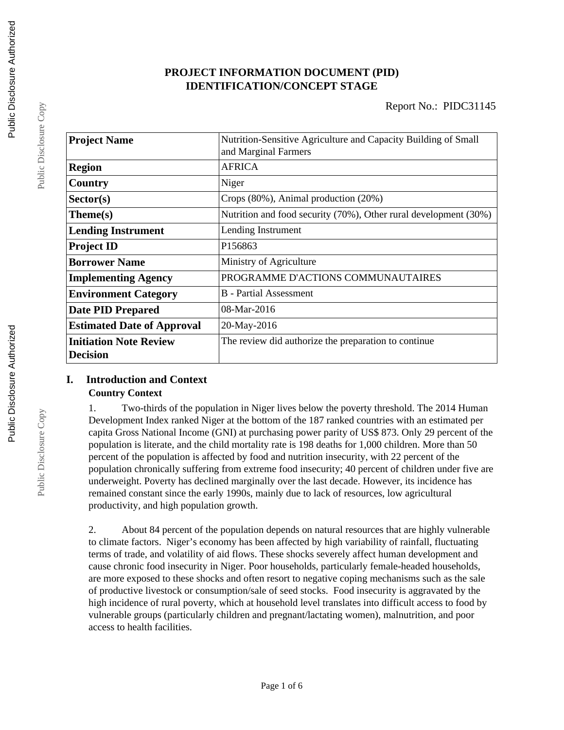**PROJECT INFORMATION DOCUMENT (PID)**
**IDENTIFICATION/CONCEPT STAGE**

Report No.: PIDC31145

| | |
|---|---|
| **Project Name** | Nutrition-Sensitive Agriculture and Capacity Building of Small and Marginal Farmers |
| **Region** | AFRICA |
| **Country** | Niger |
| **Sector(s)** | Crops (80%), Animal production (20%) |
| **Theme(s)** | Nutrition and food security (70%), Other rural development (30%) |
| **Lending Instrument** | Lending Instrument |
| **Project ID** | P156863 |
| **Borrower Name** | Ministry of Agriculture |
| **Implementing Agency** | PROGRAMME D'ACTIONS COMMUNAUTAIRES |
| **Environment Category** | B - Partial Assessment |
| **Date PID Prepared** | 08-Mar-2016 |
| **Estimated Date of Approval** | 20-May-2016 |
| **Initiation Note Review Decision** | The review did authorize the preparation to continue |

## I. Introduction and Context

### Country Context

1. Two-thirds of the population in Niger lives below the poverty threshold. The 2014 Human Development Index ranked Niger at the bottom of the 187 ranked countries with an estimated per capita Gross National Income (GNI) at purchasing power parity of US$ 873. Only 29 percent of the population is literate, and the child mortality rate is 198 deaths for 1,000 children. More than 50 percent of the population is affected by food and nutrition insecurity, with 22 percent of the population chronically suffering from extreme food insecurity; 40 percent of children under five are underweight. Poverty has declined marginally over the last decade. However, its incidence has remained constant since the early 1990s, mainly due to lack of resources, low agricultural productivity, and high population growth.

2. About 84 percent of the population depends on natural resources that are highly vulnerable to climate factors. Niger's economy has been affected by high variability of rainfall, fluctuating terms of trade, and volatility of aid flows. These shocks severely affect human development and cause chronic food insecurity in Niger. Poor households, particularly female-headed households, are more exposed to these shocks and often resort to negative coping mechanisms such as the sale of productive livestock or consumption/sale of seed stocks. Food insecurity is aggravated by the high incidence of rural poverty, which at household level translates into difficult access to food by vulnerable groups (particularly children and pregnant/lactating women), malnutrition, and poor access to health facilities.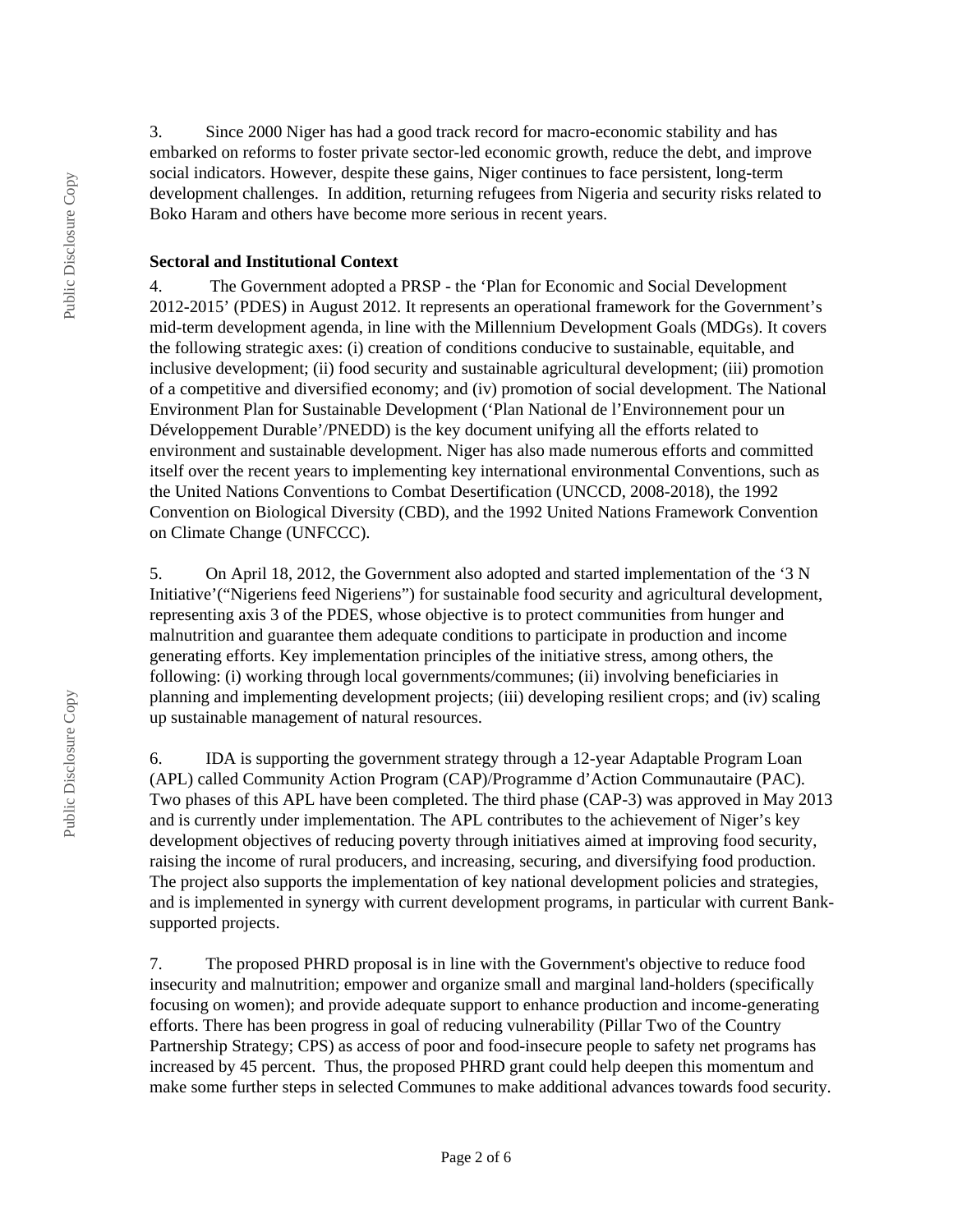3. Since 2000 Niger has had a good track record for macro-economic stability and has embarked on reforms to foster private sector-led economic growth, reduce the debt, and improve social indicators. However, despite these gains, Niger continues to face persistent, long-term development challenges. In addition, returning refugees from Nigeria and security risks related to Boko Haram and others have become more serious in recent years.

**Sectoral and Institutional Context**

4. The Government adopted a PRSP - the 'Plan for Economic and Social Development 2012-2015' (PDES) in August 2012. It represents an operational framework for the Government's mid-term development agenda, in line with the Millennium Development Goals (MDGs). It covers the following strategic axes: (i) creation of conditions conducive to sustainable, equitable, and inclusive development; (ii) food security and sustainable agricultural development; (iii) promotion of a competitive and diversified economy; and (iv) promotion of social development. The National Environment Plan for Sustainable Development ('Plan National de l'Environnement pour un Développement Durable'/PNEDD) is the key document unifying all the efforts related to environment and sustainable development. Niger has also made numerous efforts and committed itself over the recent years to implementing key international environmental Conventions, such as the United Nations Conventions to Combat Desertification (UNCCD, 2008-2018), the 1992 Convention on Biological Diversity (CBD), and the 1992 United Nations Framework Convention on Climate Change (UNFCCC).

5. On April 18, 2012, the Government also adopted and started implementation of the '3 N Initiative'("Nigeriens feed Nigeriens") for sustainable food security and agricultural development, representing axis 3 of the PDES, whose objective is to protect communities from hunger and malnutrition and guarantee them adequate conditions to participate in production and income generating efforts. Key implementation principles of the initiative stress, among others, the following: (i) working through local governments/communes; (ii) involving beneficiaries in planning and implementing development projects; (iii) developing resilient crops; and (iv) scaling up sustainable management of natural resources.

6. IDA is supporting the government strategy through a 12-year Adaptable Program Loan (APL) called Community Action Program (CAP)/Programme d'Action Communautaire (PAC). Two phases of this APL have been completed. The third phase (CAP-3) was approved in May 2013 and is currently under implementation. The APL contributes to the achievement of Niger's key development objectives of reducing poverty through initiatives aimed at improving food security, raising the income of rural producers, and increasing, securing, and diversifying food production. The project also supports the implementation of key national development policies and strategies, and is implemented in synergy with current development programs, in particular with current Bank-supported projects.

7. The proposed PHRD proposal is in line with the Government's objective to reduce food insecurity and malnutrition; empower and organize small and marginal land-holders (specifically focusing on women); and provide adequate support to enhance production and income-generating efforts. There has been progress in goal of reducing vulnerability (Pillar Two of the Country Partnership Strategy; CPS) as access of poor and food-insecure people to safety net programs has increased by 45 percent. Thus, the proposed PHRD grant could help deepen this momentum and make some further steps in selected Communes to make additional advances towards food security.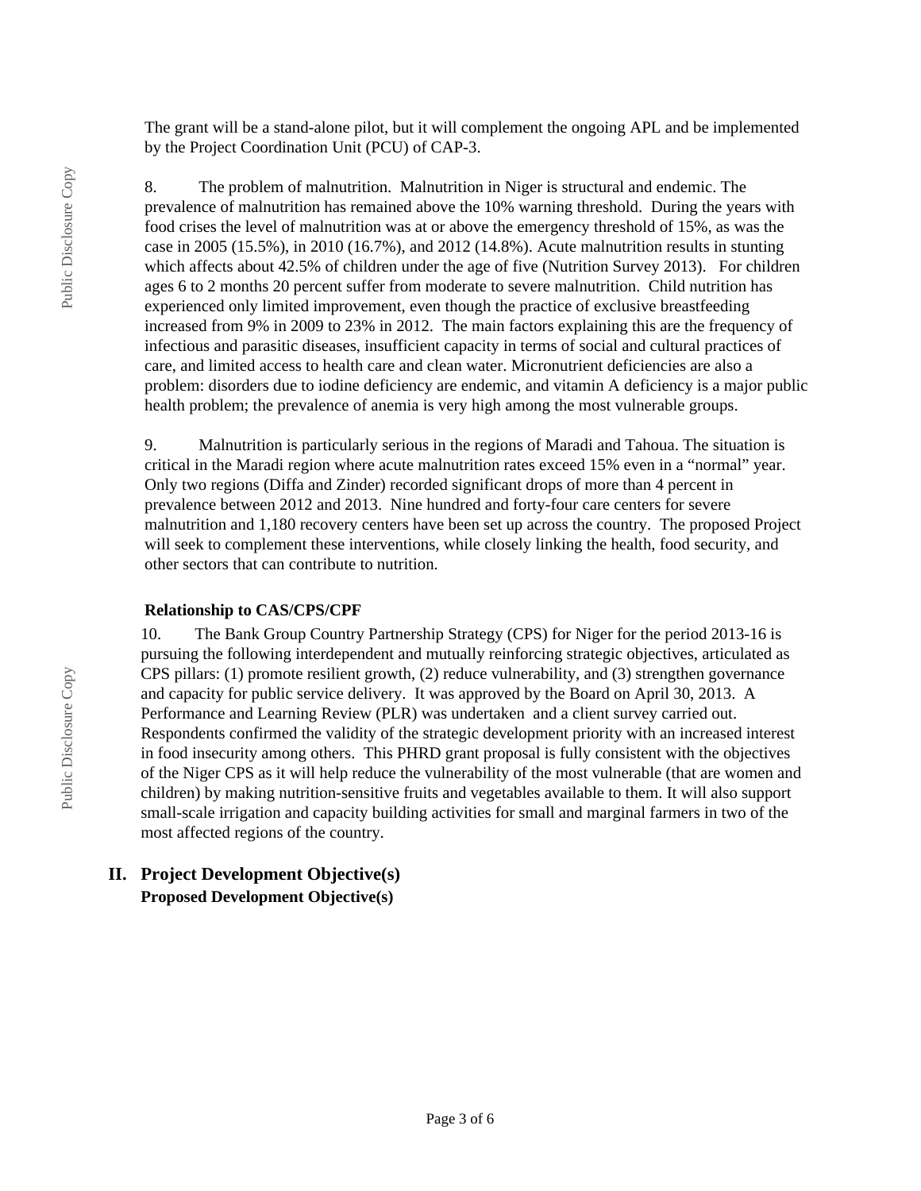The grant will be a stand-alone pilot, but it will complement the ongoing APL and be implemented by the Project Coordination Unit (PCU) of CAP-3.

8. The problem of malnutrition. Malnutrition in Niger is structural and endemic. The prevalence of malnutrition has remained above the 10% warning threshold. During the years with food crises the level of malnutrition was at or above the emergency threshold of 15%, as was the case in 2005 (15.5%), in 2010 (16.7%), and 2012 (14.8%). Acute malnutrition results in stunting which affects about 42.5% of children under the age of five (Nutrition Survey 2013). For children ages 6 to 2 months 20 percent suffer from moderate to severe malnutrition. Child nutrition has experienced only limited improvement, even though the practice of exclusive breastfeeding increased from 9% in 2009 to 23% in 2012. The main factors explaining this are the frequency of infectious and parasitic diseases, insufficient capacity in terms of social and cultural practices of care, and limited access to health care and clean water. Micronutrient deficiencies are also a problem: disorders due to iodine deficiency are endemic, and vitamin A deficiency is a major public health problem; the prevalence of anemia is very high among the most vulnerable groups.

9. Malnutrition is particularly serious in the regions of Maradi and Tahoua. The situation is critical in the Maradi region where acute malnutrition rates exceed 15% even in a "normal" year. Only two regions (Diffa and Zinder) recorded significant drops of more than 4 percent in prevalence between 2012 and 2013. Nine hundred and forty-four care centers for severe malnutrition and 1,180 recovery centers have been set up across the country. The proposed Project will seek to complement these interventions, while closely linking the health, food security, and other sectors that can contribute to nutrition.

**Relationship to CAS/CPS/CPF**

10. The Bank Group Country Partnership Strategy (CPS) for Niger for the period 2013-16 is pursuing the following interdependent and mutually reinforcing strategic objectives, articulated as CPS pillars: (1) promote resilient growth, (2) reduce vulnerability, and (3) strengthen governance and capacity for public service delivery. It was approved by the Board on April 30, 2013. A Performance and Learning Review (PLR) was undertaken and a client survey carried out. Respondents confirmed the validity of the strategic development priority with an increased interest in food insecurity among others. This PHRD grant proposal is fully consistent with the objectives of the Niger CPS as it will help reduce the vulnerability of the most vulnerable (that are women and children) by making nutrition-sensitive fruits and vegetables available to them. It will also support small-scale irrigation and capacity building activities for small and marginal farmers in two of the most affected regions of the country.

## II. Project Development Objective(s)

**Proposed Development Objective(s)**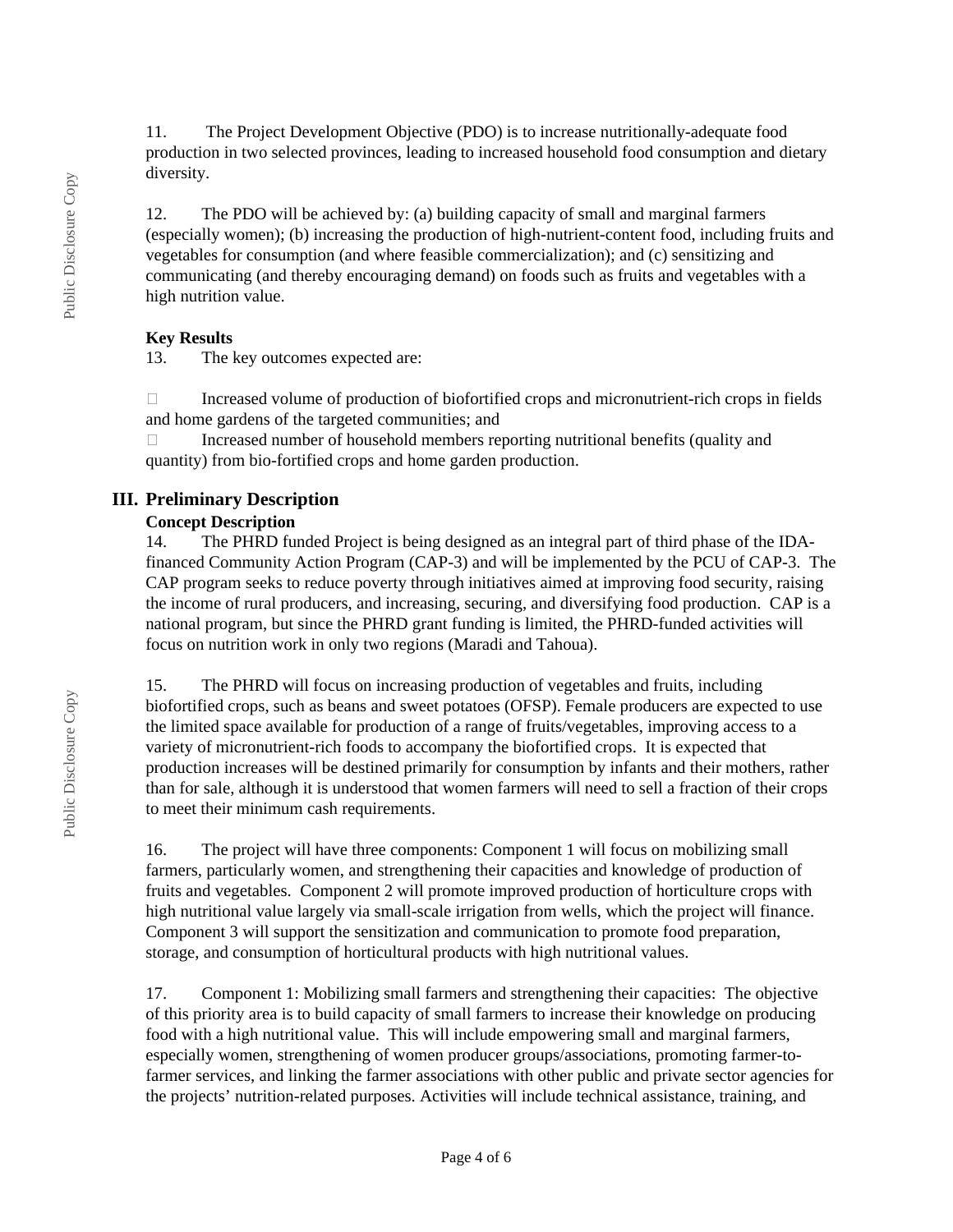11. The Project Development Objective (PDO) is to increase nutritionally-adequate food production in two selected provinces, leading to increased household food consumption and dietary diversity.

12. The PDO will be achieved by: (a) building capacity of small and marginal farmers (especially women); (b) increasing the production of high-nutrient-content food, including fruits and vegetables for consumption (and where feasible commercialization); and (c) sensitizing and communicating (and thereby encouraging demand) on foods such as fruits and vegetables with a high nutrition value.

**Key Results**

13. The key outcomes expected are:

- Increased volume of production of biofortified crops and micronutrient-rich crops in fields and home gardens of the targeted communities; and
- Increased number of household members reporting nutritional benefits (quality and quantity) from bio-fortified crops and home garden production.

## III. Preliminary Description

**Concept Description**

14. The PHRD funded Project is being designed as an integral part of third phase of the IDA-financed Community Action Program (CAP-3) and will be implemented by the PCU of CAP-3. The CAP program seeks to reduce poverty through initiatives aimed at improving food security, raising the income of rural producers, and increasing, securing, and diversifying food production. CAP is a national program, but since the PHRD grant funding is limited, the PHRD-funded activities will focus on nutrition work in only two regions (Maradi and Tahoua).

15. The PHRD will focus on increasing production of vegetables and fruits, including biofortified crops, such as beans and sweet potatoes (OFSP). Female producers are expected to use the limited space available for production of a range of fruits/vegetables, improving access to a variety of micronutrient-rich foods to accompany the biofortified crops. It is expected that production increases will be destined primarily for consumption by infants and their mothers, rather than for sale, although it is understood that women farmers will need to sell a fraction of their crops to meet their minimum cash requirements.

16. The project will have three components: Component 1 will focus on mobilizing small farmers, particularly women, and strengthening their capacities and knowledge of production of fruits and vegetables. Component 2 will promote improved production of horticulture crops with high nutritional value largely via small-scale irrigation from wells, which the project will finance. Component 3 will support the sensitization and communication to promote food preparation, storage, and consumption of horticultural products with high nutritional values.

17. Component 1: Mobilizing small farmers and strengthening their capacities: The objective of this priority area is to build capacity of small farmers to increase their knowledge on producing food with a high nutritional value. This will include empowering small and marginal farmers, especially women, strengthening of women producer groups/associations, promoting farmer-to-farmer services, and linking the farmer associations with other public and private sector agencies for the projects' nutrition-related purposes. Activities will include technical assistance, training, and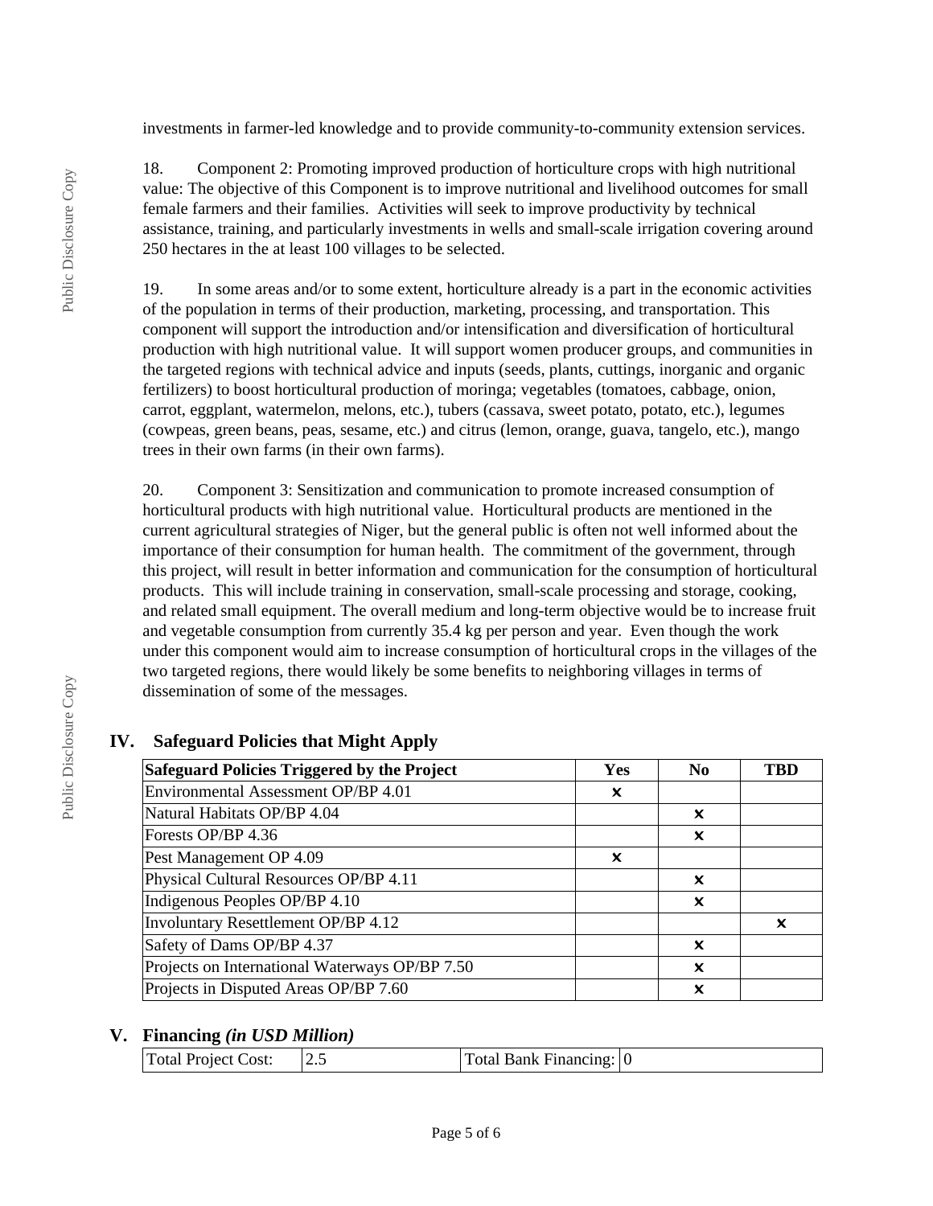investments in farmer-led knowledge and to provide community-to-community extension services.

18. Component 2: Promoting improved production of horticulture crops with high nutritional value: The objective of this Component is to improve nutritional and livelihood outcomes for small female farmers and their families. Activities will seek to improve productivity by technical assistance, training, and particularly investments in wells and small-scale irrigation covering around 250 hectares in the at least 100 villages to be selected.

19. In some areas and/or to some extent, horticulture already is a part in the economic activities of the population in terms of their production, marketing, processing, and transportation. This component will support the introduction and/or intensification and diversification of horticultural production with high nutritional value. It will support women producer groups, and communities in the targeted regions with technical advice and inputs (seeds, plants, cuttings, inorganic and organic fertilizers) to boost horticultural production of moringa; vegetables (tomatoes, cabbage, onion, carrot, eggplant, watermelon, melons, etc.), tubers (cassava, sweet potato, potato, etc.), legumes (cowpeas, green beans, peas, sesame, etc.) and citrus (lemon, orange, guava, tangelo, etc.), mango trees in their own farms (in their own farms).

20. Component 3: Sensitization and communication to promote increased consumption of horticultural products with high nutritional value. Horticultural products are mentioned in the current agricultural strategies of Niger, but the general public is often not well informed about the importance of their consumption for human health. The commitment of the government, through this project, will result in better information and communication for the consumption of horticultural products. This will include training in conservation, small-scale processing and storage, cooking, and related small equipment. The overall medium and long-term objective would be to increase fruit and vegetable consumption from currently 35.4 kg per person and year. Even though the work under this component would aim to increase consumption of horticultural crops in the villages of the two targeted regions, there would likely be some benefits to neighboring villages in terms of dissemination of some of the messages.

## IV. Safeguard Policies that Might Apply

| Safeguard Policies Triggered by the Project | Yes | No | TBD |
|---|---|---|---|
| Environmental Assessment OP/BP 4.01 | ✖ | | |
| Natural Habitats OP/BP 4.04 | | ✖ | |
| Forests OP/BP 4.36 | | ✖ | |
| Pest Management OP 4.09 | ✖ | | |
| Physical Cultural Resources OP/BP 4.11 | | ✖ | |
| Indigenous Peoples OP/BP 4.10 | | ✖ | |
| Involuntary Resettlement OP/BP 4.12 | | | ✖ |
| Safety of Dams OP/BP 4.37 | | ✖ | |
| Projects on International Waterways OP/BP 7.50 | | ✖ | |
| Projects in Disputed Areas OP/BP 7.60 | | ✖ | |

## V. Financing *(in USD Million)*

| Total Project Cost: | 2.5 | Total Bank Financing: | 0 |
|---|---|---|---|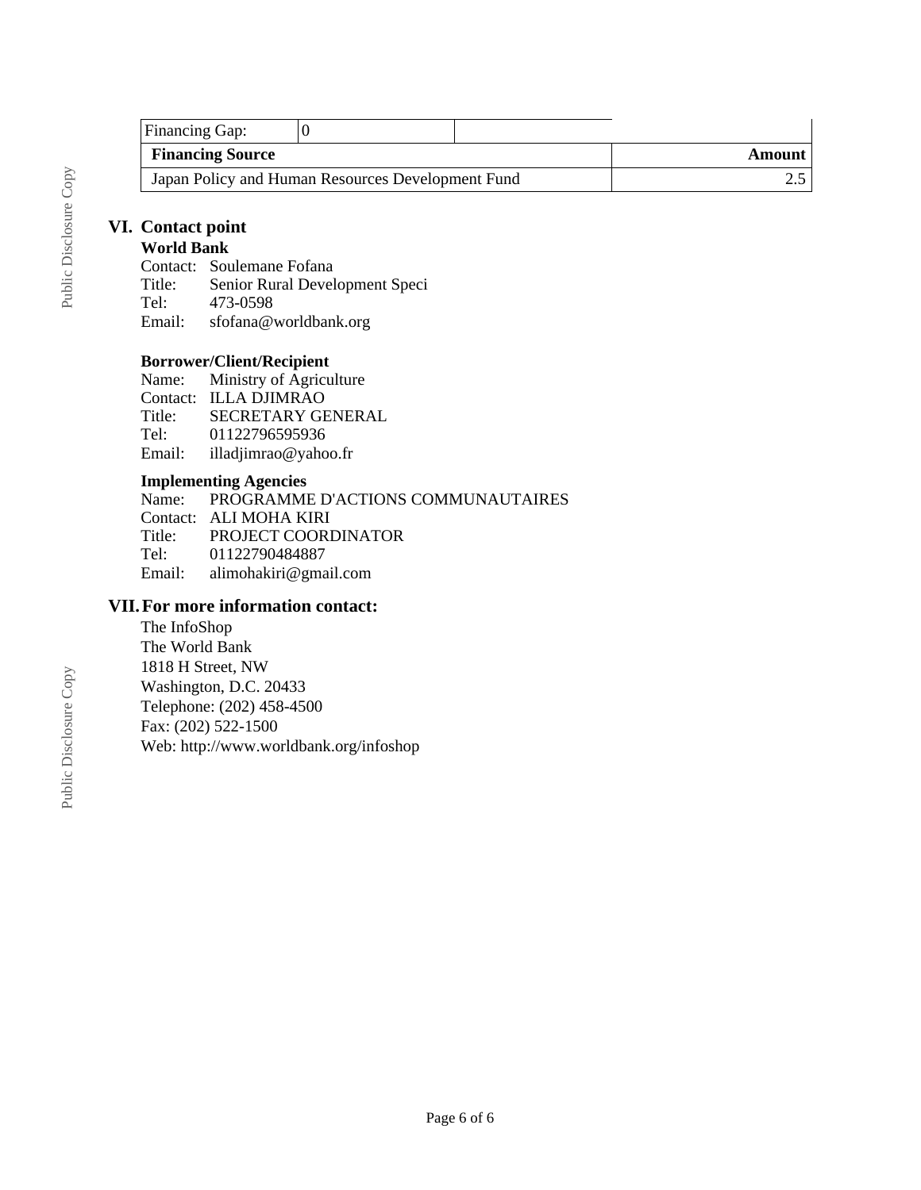| | | | |
|---|---|---|---|
| Financing Gap: | 0 | | |
| **Financing Source** | | | **Amount** |
| Japan Policy and Human Resources Development Fund | | | 2.5 |

## VI. Contact point

**World Bank**

Contact: Soulemane Fofana
Title: Senior Rural Development Speci
Tel: 473-0598
Email: sfofana@worldbank.org

**Borrower/Client/Recipient**

Name: Ministry of Agriculture
Contact: ILLA DJIMRAO
Title: SECRETARY GENERAL
Tel: 01122796595936
Email: illadjimrao@yahoo.fr

**Implementing Agencies**

Name: PROGRAMME D'ACTIONS COMMUNAUTAIRES
Contact: ALI MOHA KIRI
Title: PROJECT COORDINATOR
Tel: 01122790484887
Email: alimohakiri@gmail.com

## VII. For more information contact:

The InfoShop
The World Bank
1818 H Street, NW
Washington, D.C. 20433
Telephone: (202) 458-4500
Fax: (202) 522-1500
Web: http://www.worldbank.org/infoshop